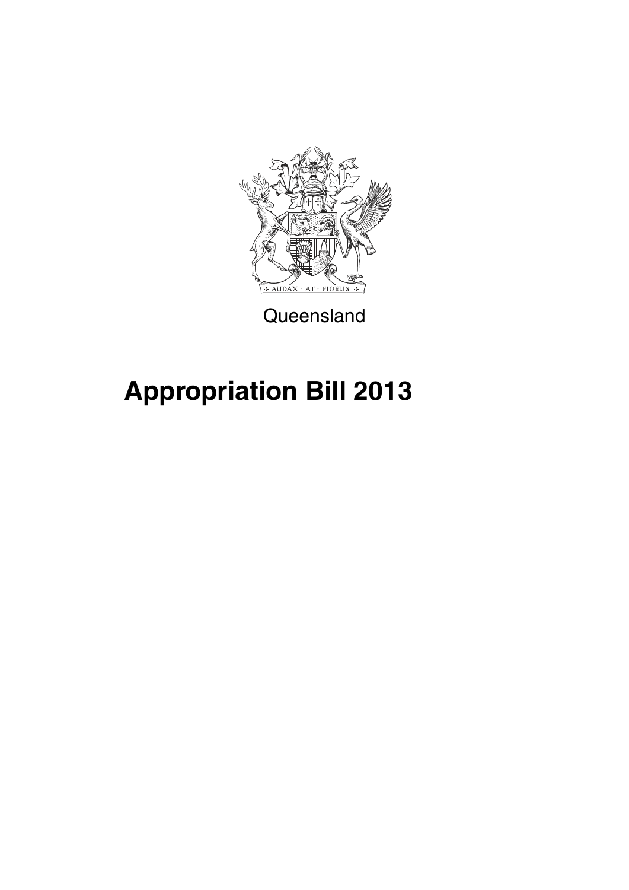Queensland

# Appropriation Bill 2013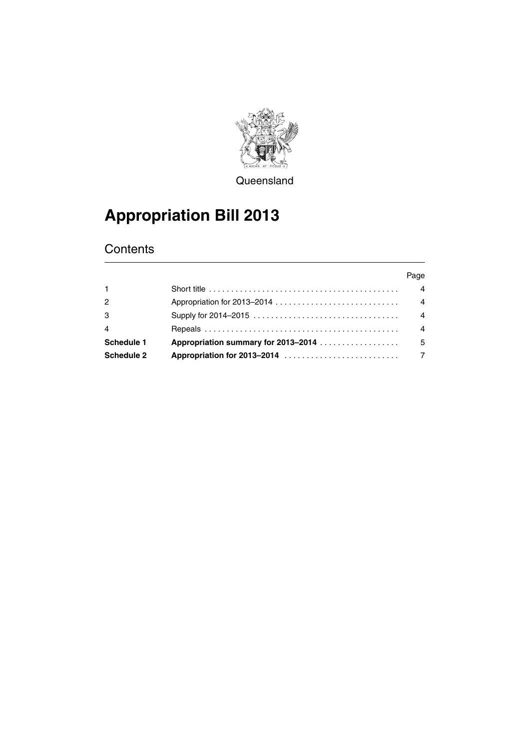Queensland

# Appropriation Bill 2013

## Contents

| | | Page |
|---|---|---|
| 1 | Short title | 4 |
| 2 | Appropriation for 2013–2014 | 4 |
| 3 | Supply for 2014–2015 | 4 |
| 4 | Repeals | 4 |
| **Schedule 1** | **Appropriation summary for 2013–2014** | 5 |
| **Schedule 2** | **Appropriation for 2013–2014** | 7 |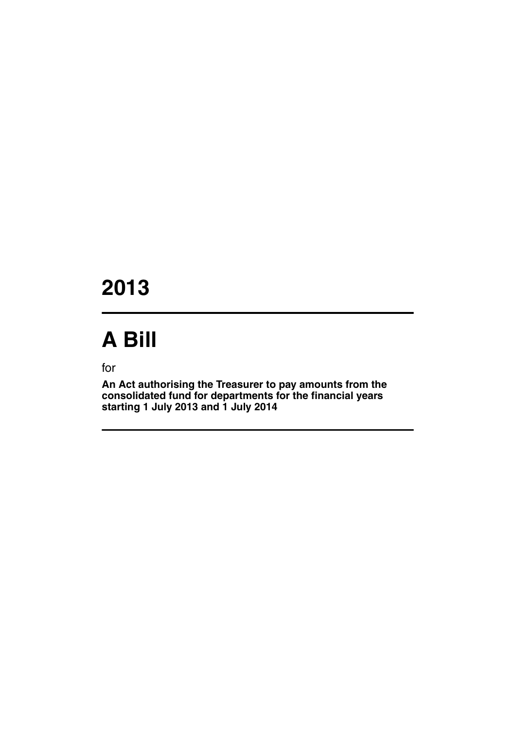# 2013

---

# A Bill

for

**An Act authorising the Treasurer to pay amounts from the consolidated fund for departments for the financial years starting 1 July 2013 and 1 July 2014**

---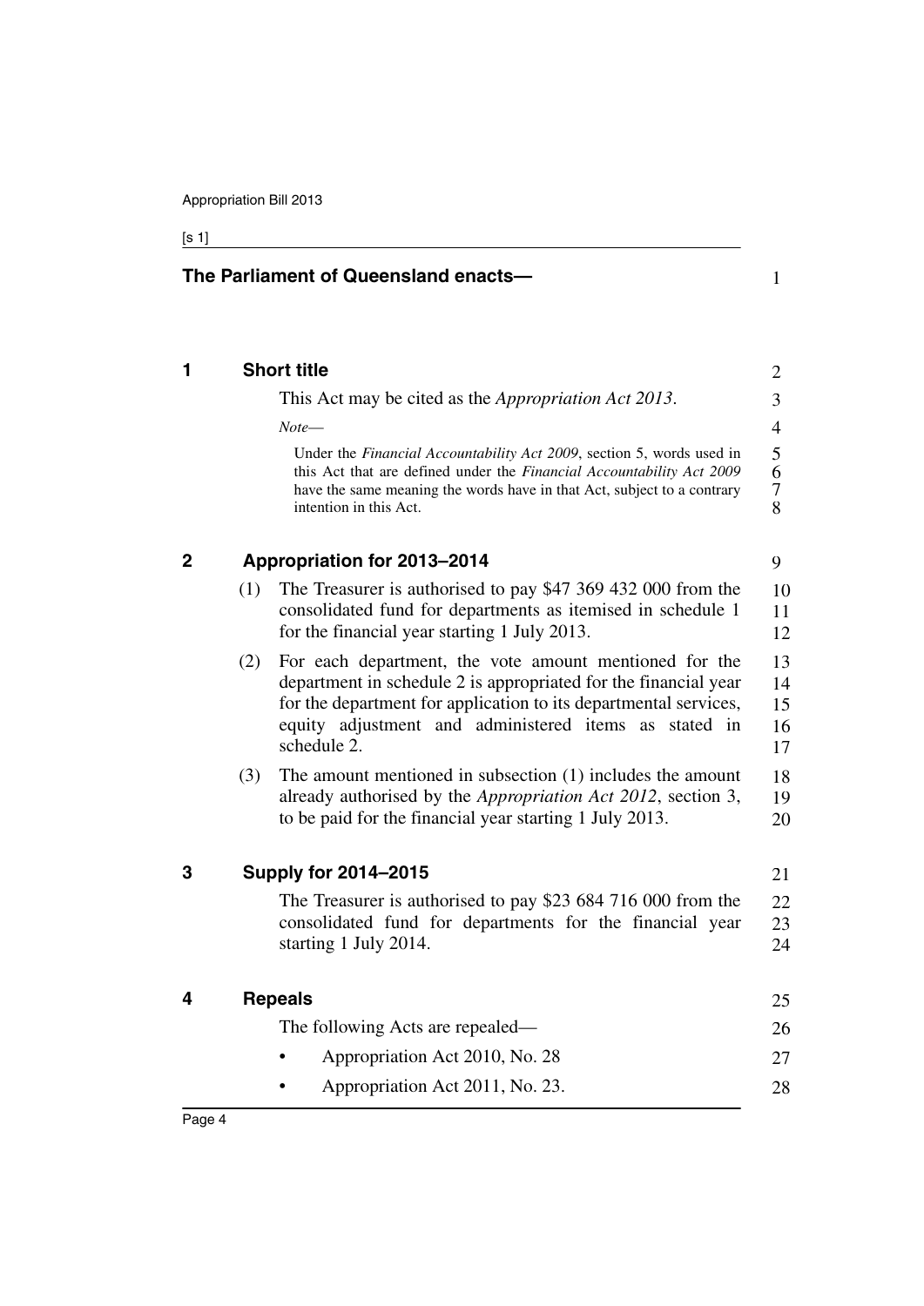## The Parliament of Queensland enacts—

### 1 Short title

This Act may be cited as the *Appropriation Act 2013*.

*Note*—

Under the *Financial Accountability Act 2009*, section 5, words used in this Act that are defined under the *Financial Accountability Act 2009* have the same meaning the words have in that Act, subject to a contrary intention in this Act.

### 2 Appropriation for 2013–2014

(1) The Treasurer is authorised to pay $47 369 432 000 from the consolidated fund for departments as itemised in schedule 1 for the financial year starting 1 July 2013.

(2) For each department, the vote amount mentioned for the department in schedule 2 is appropriated for the financial year for the department for application to its departmental services, equity adjustment and administered items as stated in schedule 2.

(3) The amount mentioned in subsection (1) includes the amount already authorised by the *Appropriation Act 2012*, section 3, to be paid for the financial year starting 1 July 2013.

### 3 Supply for 2014–2015

The Treasurer is authorised to pay $23 684 716 000 from the consolidated fund for departments for the financial year starting 1 July 2014.

### 4 Repeals

The following Acts are repealed—

- Appropriation Act 2010, No. 28
- Appropriation Act 2011, No. 23.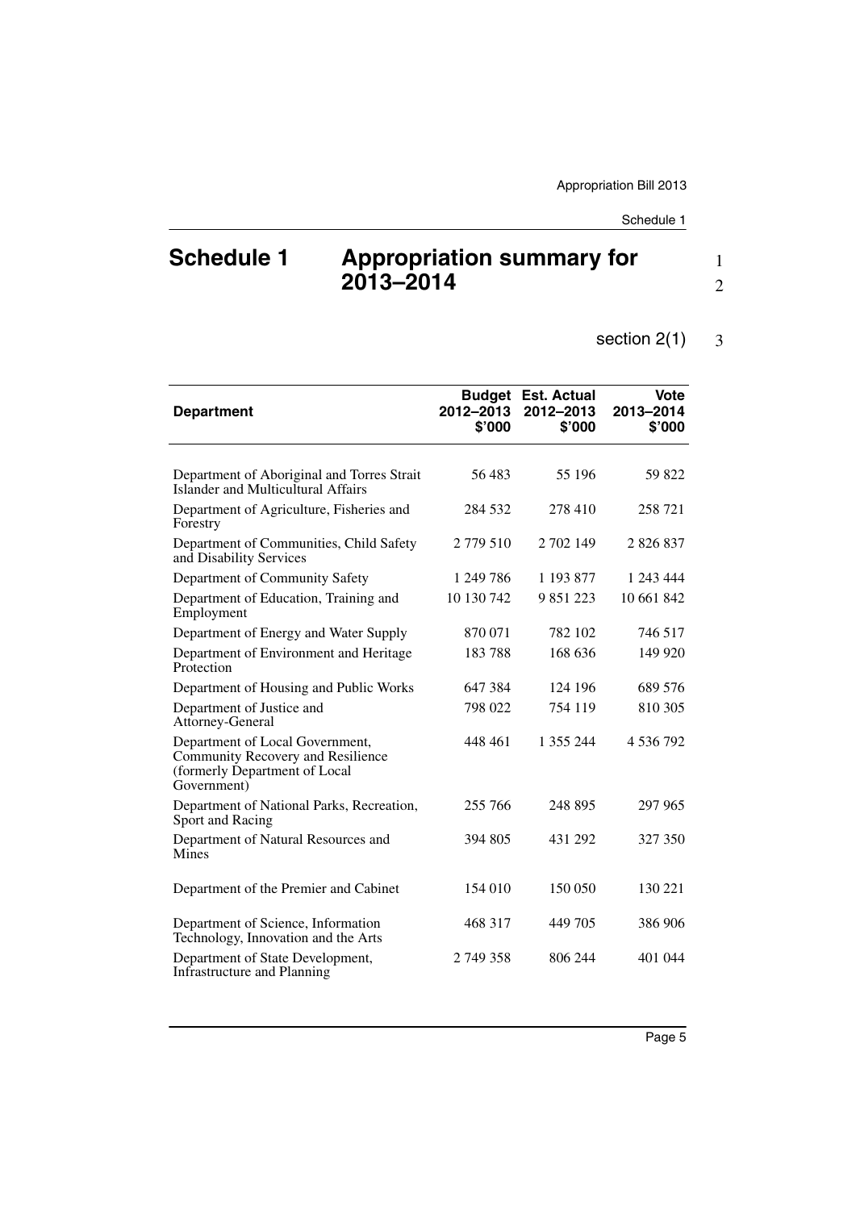# Schedule 1 Appropriation summary for 2013–2014

section 2(1)

| Department | Budget 2012–2013 $'000 | Est. Actual 2012–2013 $'000 | Vote 2013–2014 $'000 |
|---|---|---|---|
| Department of Aboriginal and Torres Strait Islander and Multicultural Affairs | 56 483 | 55 196 | 59 822 |
| Department of Agriculture, Fisheries and Forestry | 284 532 | 278 410 | 258 721 |
| Department of Communities, Child Safety and Disability Services | 2 779 510 | 2 702 149 | 2 826 837 |
| Department of Community Safety | 1 249 786 | 1 193 877 | 1 243 444 |
| Department of Education, Training and Employment | 10 130 742 | 9 851 223 | 10 661 842 |
| Department of Energy and Water Supply | 870 071 | 782 102 | 746 517 |
| Department of Environment and Heritage Protection | 183 788 | 168 636 | 149 920 |
| Department of Housing and Public Works | 647 384 | 124 196 | 689 576 |
| Department of Justice and Attorney-General | 798 022 | 754 119 | 810 305 |
| Department of Local Government, Community Recovery and Resilience (formerly Department of Local Government) | 448 461 | 1 355 244 | 4 536 792 |
| Department of National Parks, Recreation, Sport and Racing | 255 766 | 248 895 | 297 965 |
| Department of Natural Resources and Mines | 394 805 | 431 292 | 327 350 |
| Department of the Premier and Cabinet | 154 010 | 150 050 | 130 221 |
| Department of Science, Information Technology, Innovation and the Arts | 468 317 | 449 705 | 386 906 |
| Department of State Development, Infrastructure and Planning | 2 749 358 | 806 244 | 401 044 |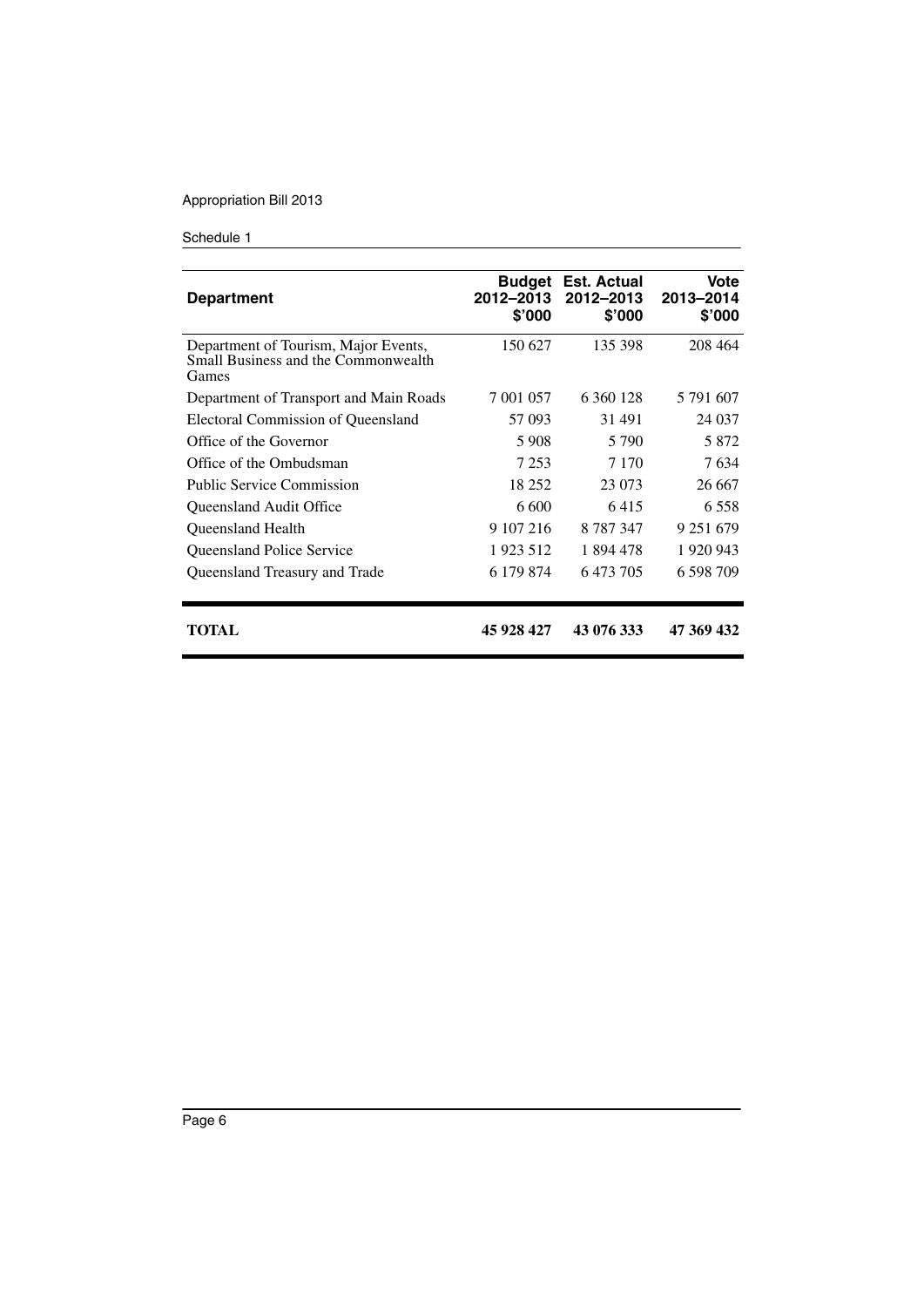| Department | Budget 2012–2013 $'000 | Est. Actual 2012–2013 $'000 | Vote 2013–2014 $'000 |
|---|---|---|---|
| Department of Tourism, Major Events, Small Business and the Commonwealth Games | 150 627 | 135 398 | 208 464 |
| Department of Transport and Main Roads | 7 001 057 | 6 360 128 | 5 791 607 |
| Electoral Commission of Queensland | 57 093 | 31 491 | 24 037 |
| Office of the Governor | 5 908 | 5 790 | 5 872 |
| Office of the Ombudsman | 7 253 | 7 170 | 7 634 |
| Public Service Commission | 18 252 | 23 073 | 26 667 |
| Queensland Audit Office | 6 600 | 6 415 | 6 558 |
| Queensland Health | 9 107 216 | 8 787 347 | 9 251 679 |
| Queensland Police Service | 1 923 512 | 1 894 478 | 1 920 943 |
| Queensland Treasury and Trade | 6 179 874 | 6 473 705 | 6 598 709 |
| **TOTAL** | **45 928 427** | **43 076 333** | **47 369 432** |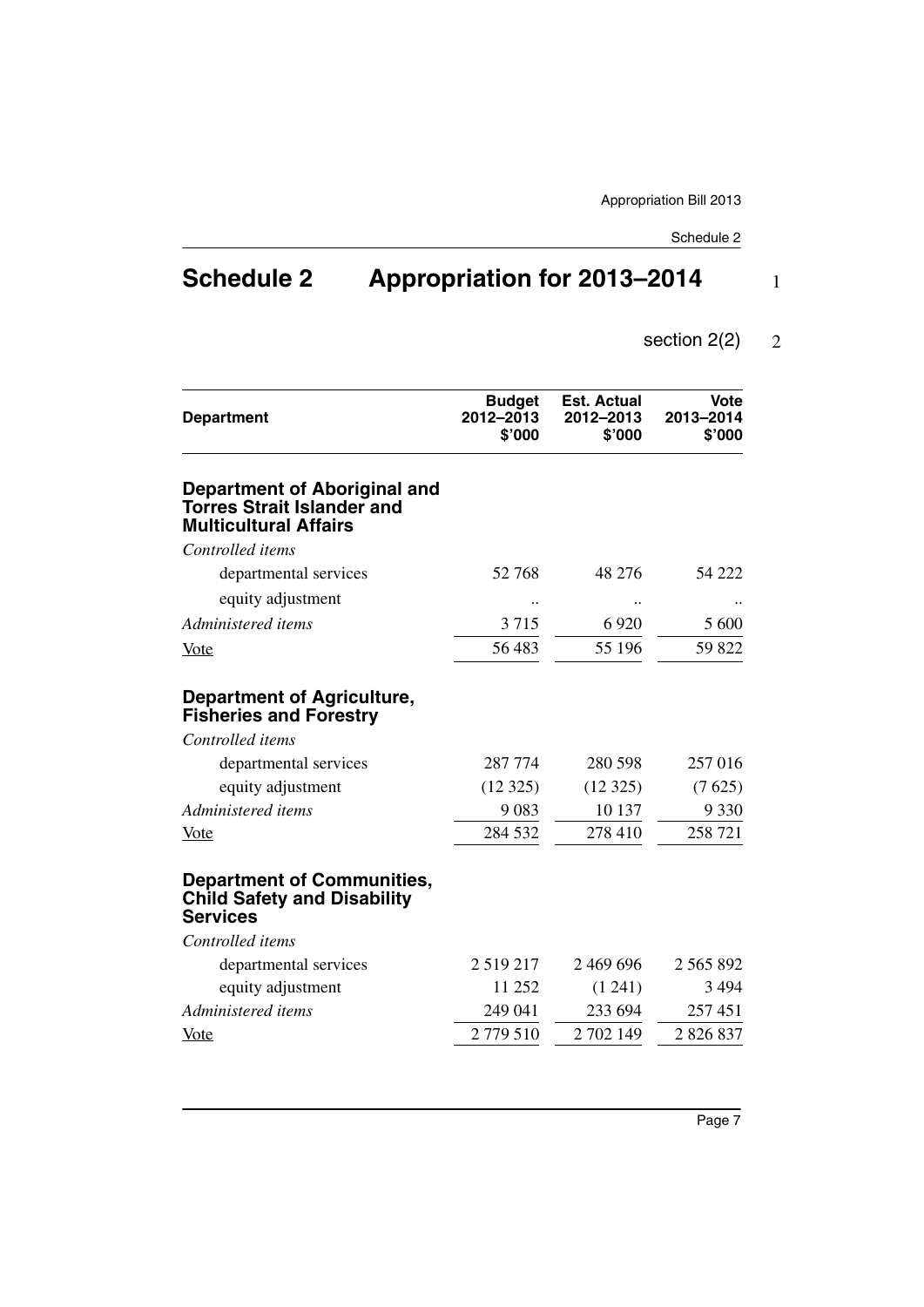# Schedule 2 Appropriation for 2013–2014

section 2(2)

| Department | Budget 2012–2013 \$'000 | Est. Actual 2012–2013 \$'000 | Vote 2013–2014 \$'000 |
|---|---|---|---|
| **Department of Aboriginal and Torres Strait Islander and Multicultural Affairs** | | | |
| *Controlled items* | | | |
| departmental services | 52 768 | 48 276 | 54 222 |
| equity adjustment | .. | .. | .. |
| *Administered items* | 3 715 | 6 920 | 5 600 |
| Vote | 56 483 | 55 196 | 59 822 |
| **Department of Agriculture, Fisheries and Forestry** | | | |
| *Controlled items* | | | |
| departmental services | 287 774 | 280 598 | 257 016 |
| equity adjustment | (12 325) | (12 325) | (7 625) |
| *Administered items* | 9 083 | 10 137 | 9 330 |
| Vote | 284 532 | 278 410 | 258 721 |
| **Department of Communities, Child Safety and Disability Services** | | | |
| *Controlled items* | | | |
| departmental services | 2 519 217 | 2 469 696 | 2 565 892 |
| equity adjustment | 11 252 | (1 241) | 3 494 |
| *Administered items* | 249 041 | 233 694 | 257 451 |
| Vote | 2 779 510 | 2 702 149 | 2 826 837 |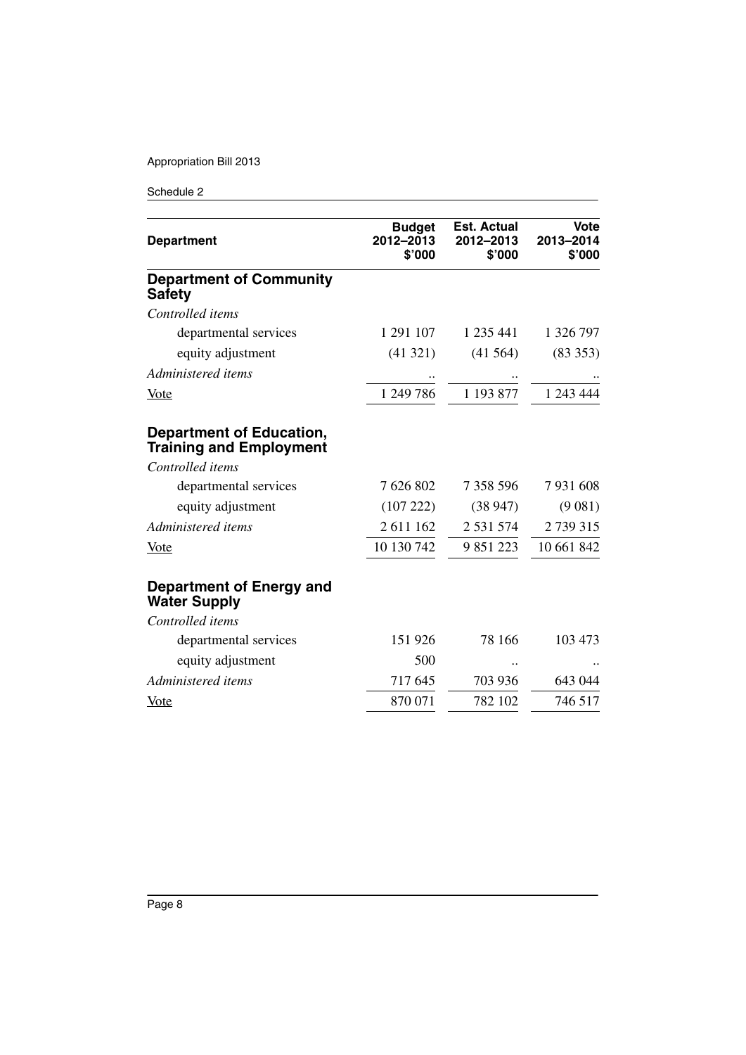| Department | Budget 2012–2013 $'000 | Est. Actual 2012–2013 $'000 | Vote 2013–2014 $'000 |
|---|---|---|---|
| **Department of Community Safety** | | | |
| *Controlled items* | | | |
| departmental services | 1 291 107 | 1 235 441 | 1 326 797 |
| equity adjustment | (41 321) | (41 564) | (83 353) |
| *Administered items* | .. | .. | .. |
| Vote | 1 249 786 | 1 193 877 | 1 243 444 |
| **Department of Education, Training and Employment** | | | |
| *Controlled items* | | | |
| departmental services | 7 626 802 | 7 358 596 | 7 931 608 |
| equity adjustment | (107 222) | (38 947) | (9 081) |
| *Administered items* | 2 611 162 | 2 531 574 | 2 739 315 |
| Vote | 10 130 742 | 9 851 223 | 10 661 842 |
| **Department of Energy and Water Supply** | | | |
| *Controlled items* | | | |
| departmental services | 151 926 | 78 166 | 103 473 |
| equity adjustment | 500 | .. | .. |
| *Administered items* | 717 645 | 703 936 | 643 044 |
| Vote | 870 071 | 782 102 | 746 517 |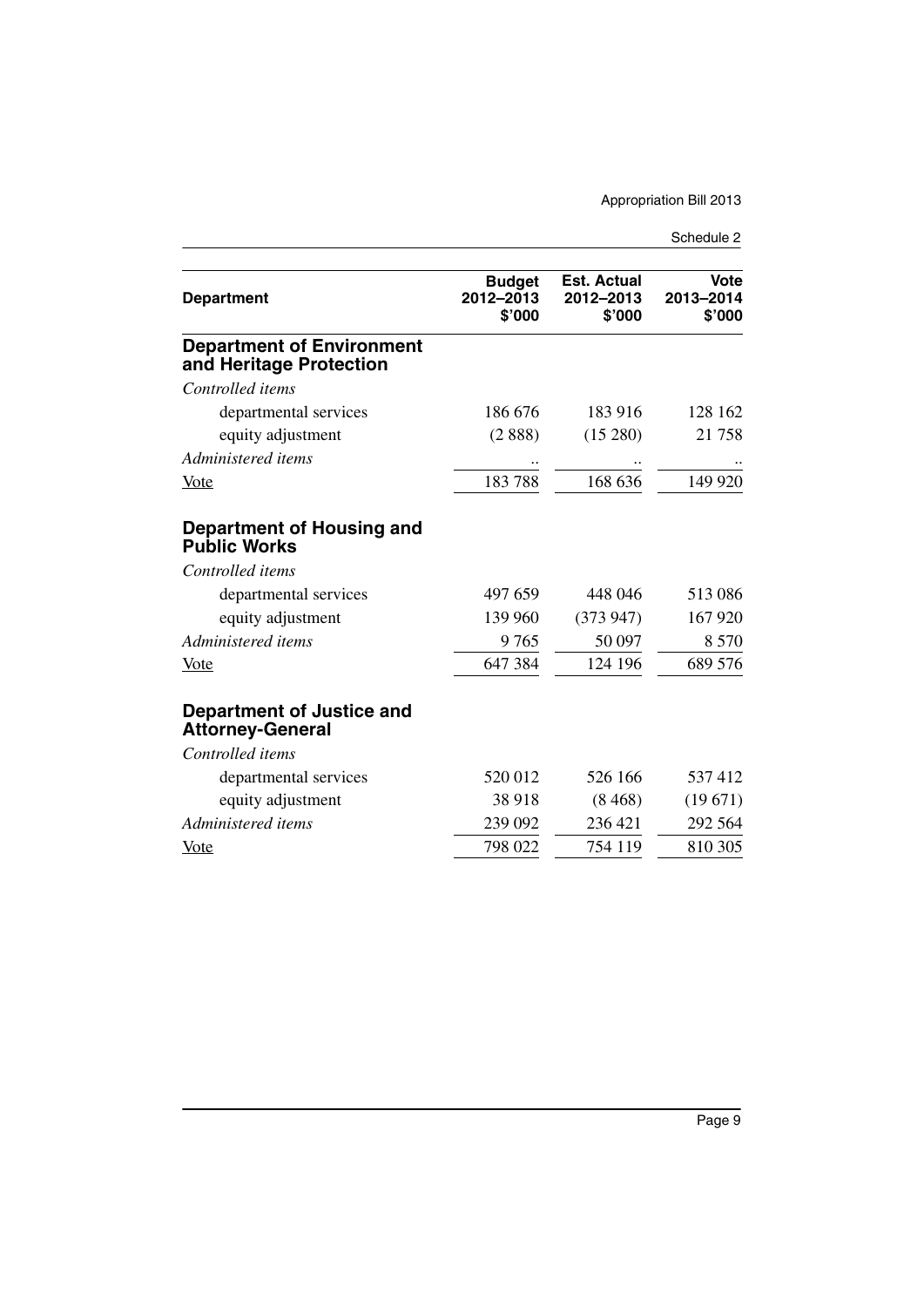| Department | Budget 2012–2013 $'000 | Est. Actual 2012–2013 $'000 | Vote 2013–2014 $'000 |
|---|---|---|---|
| **Department of Environment and Heritage Protection** | | | |
| *Controlled items* | | | |
| departmental services | 186 676 | 183 916 | 128 162 |
| equity adjustment | (2 888) | (15 280) | 21 758 |
| *Administered items* | .. | .. | .. |
| Vote | 183 788 | 168 636 | 149 920 |
| **Department of Housing and Public Works** | | | |
| *Controlled items* | | | |
| departmental services | 497 659 | 448 046 | 513 086 |
| equity adjustment | 139 960 | (373 947) | 167 920 |
| *Administered items* | 9 765 | 50 097 | 8 570 |
| Vote | 647 384 | 124 196 | 689 576 |
| **Department of Justice and Attorney-General** | | | |
| *Controlled items* | | | |
| departmental services | 520 012 | 526 166 | 537 412 |
| equity adjustment | 38 918 | (8 468) | (19 671) |
| *Administered items* | 239 092 | 236 421 | 292 564 |
| Vote | 798 022 | 754 119 | 810 305 |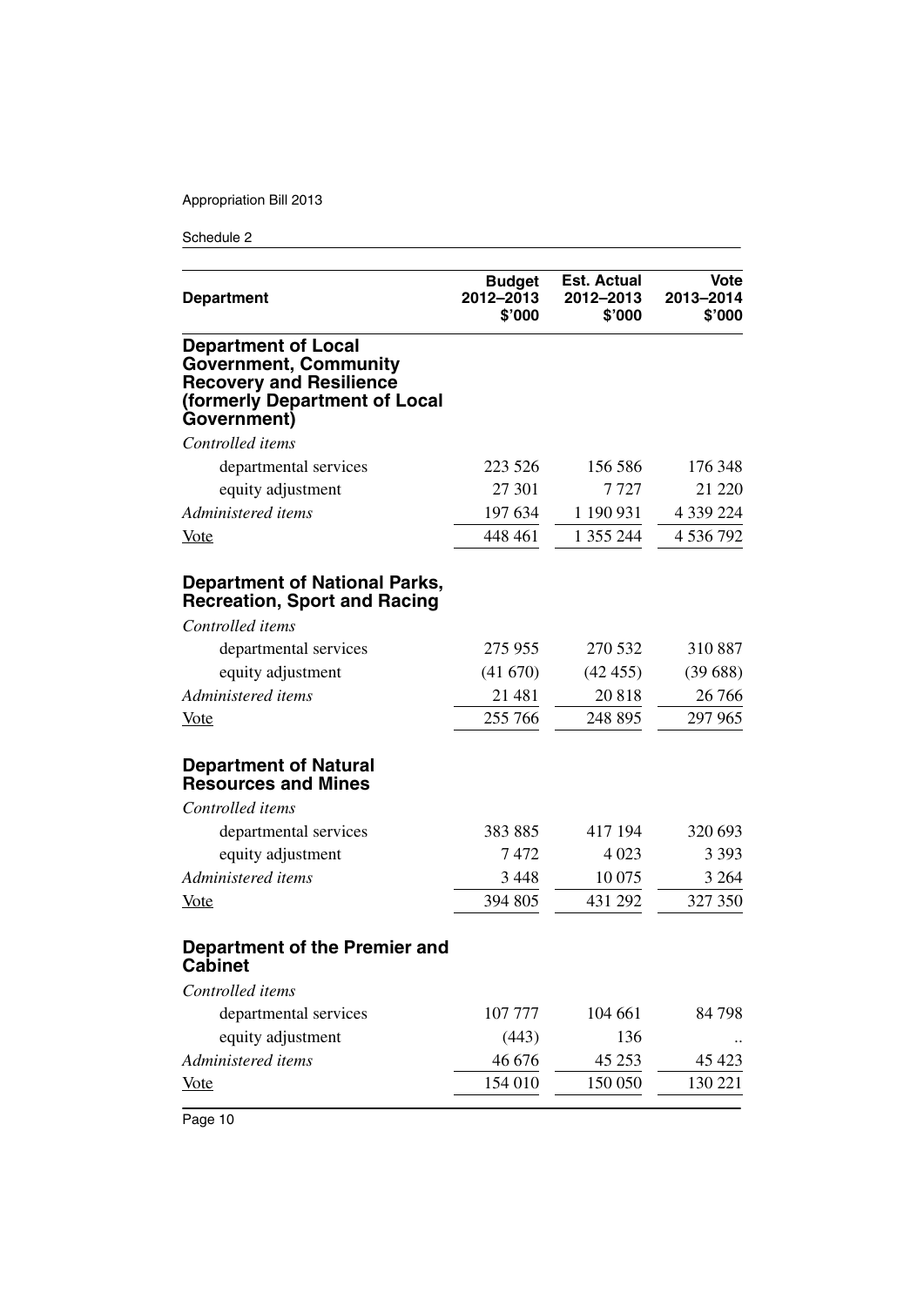| Department | Budget 2012–2013 $'000 | Est. Actual 2012–2013 $'000 | Vote 2013–2014 $'000 |
|---|---|---|---|
| **Department of Local Government, Community Recovery and Resilience (formerly Department of Local Government)** | | | |
| *Controlled items* | | | |
| departmental services | 223 526 | 156 586 | 176 348 |
| equity adjustment | 27 301 | 7 727 | 21 220 |
| *Administered items* | 197 634 | 1 190 931 | 4 339 224 |
| Vote | 448 461 | 1 355 244 | 4 536 792 |
| **Department of National Parks, Recreation, Sport and Racing** | | | |
| *Controlled items* | | | |
| departmental services | 275 955 | 270 532 | 310 887 |
| equity adjustment | (41 670) | (42 455) | (39 688) |
| *Administered items* | 21 481 | 20 818 | 26 766 |
| Vote | 255 766 | 248 895 | 297 965 |
| **Department of Natural Resources and Mines** | | | |
| *Controlled items* | | | |
| departmental services | 383 885 | 417 194 | 320 693 |
| equity adjustment | 7 472 | 4 023 | 3 393 |
| *Administered items* | 3 448 | 10 075 | 3 264 |
| Vote | 394 805 | 431 292 | 327 350 |
| **Department of the Premier and Cabinet** | | | |
| *Controlled items* | | | |
| departmental services | 107 777 | 104 661 | 84 798 |
| equity adjustment | (443) | 136 | .. |
| *Administered items* | 46 676 | 45 253 | 45 423 |
| Vote | 154 010 | 150 050 | 130 221 |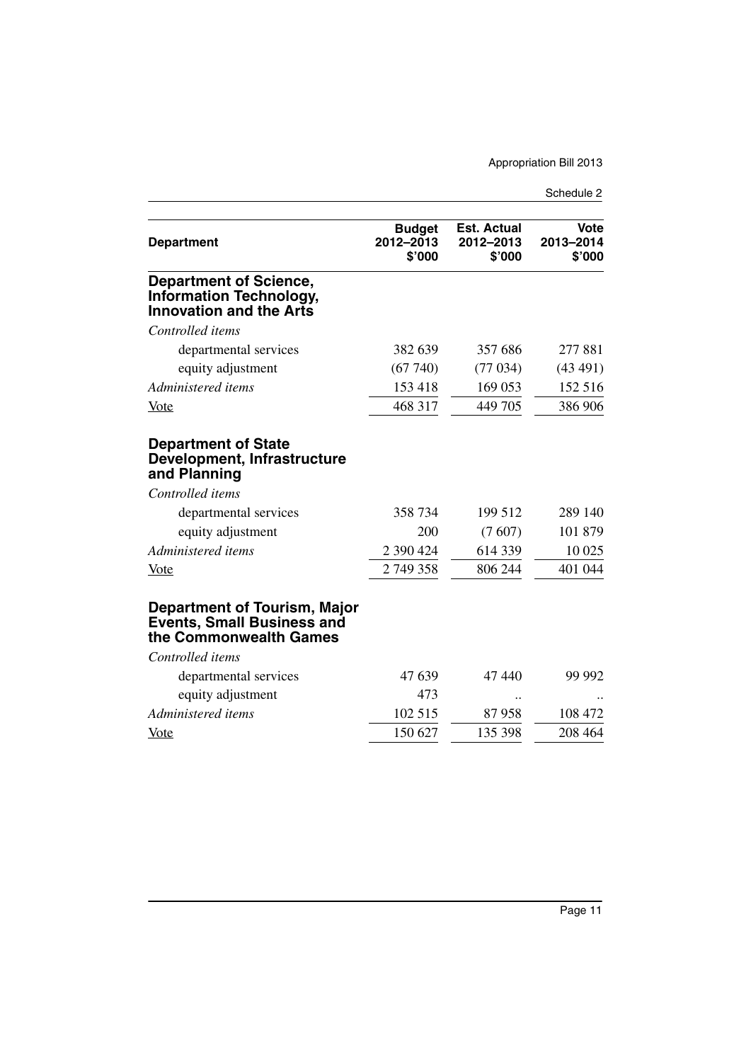| Department | Budget 2012–2013 $'000 | Est. Actual 2012–2013 $'000 | Vote 2013–2014 $'000 |
|---|---|---|---|
| **Department of Science, Information Technology, Innovation and the Arts** | | | |
| *Controlled items* | | | |
| departmental services | 382 639 | 357 686 | 277 881 |
| equity adjustment | (67 740) | (77 034) | (43 491) |
| *Administered items* | 153 418 | 169 053 | 152 516 |
| Vote | 468 317 | 449 705 | 386 906 |
| **Department of State Development, Infrastructure and Planning** | | | |
| *Controlled items* | | | |
| departmental services | 358 734 | 199 512 | 289 140 |
| equity adjustment | 200 | (7 607) | 101 879 |
| *Administered items* | 2 390 424 | 614 339 | 10 025 |
| Vote | 2 749 358 | 806 244 | 401 044 |
| **Department of Tourism, Major Events, Small Business and the Commonwealth Games** | | | |
| *Controlled items* | | | |
| departmental services | 47 639 | 47 440 | 99 992 |
| equity adjustment | 473 | .. | .. |
| *Administered items* | 102 515 | 87 958 | 108 472 |
| Vote | 150 627 | 135 398 | 208 464 |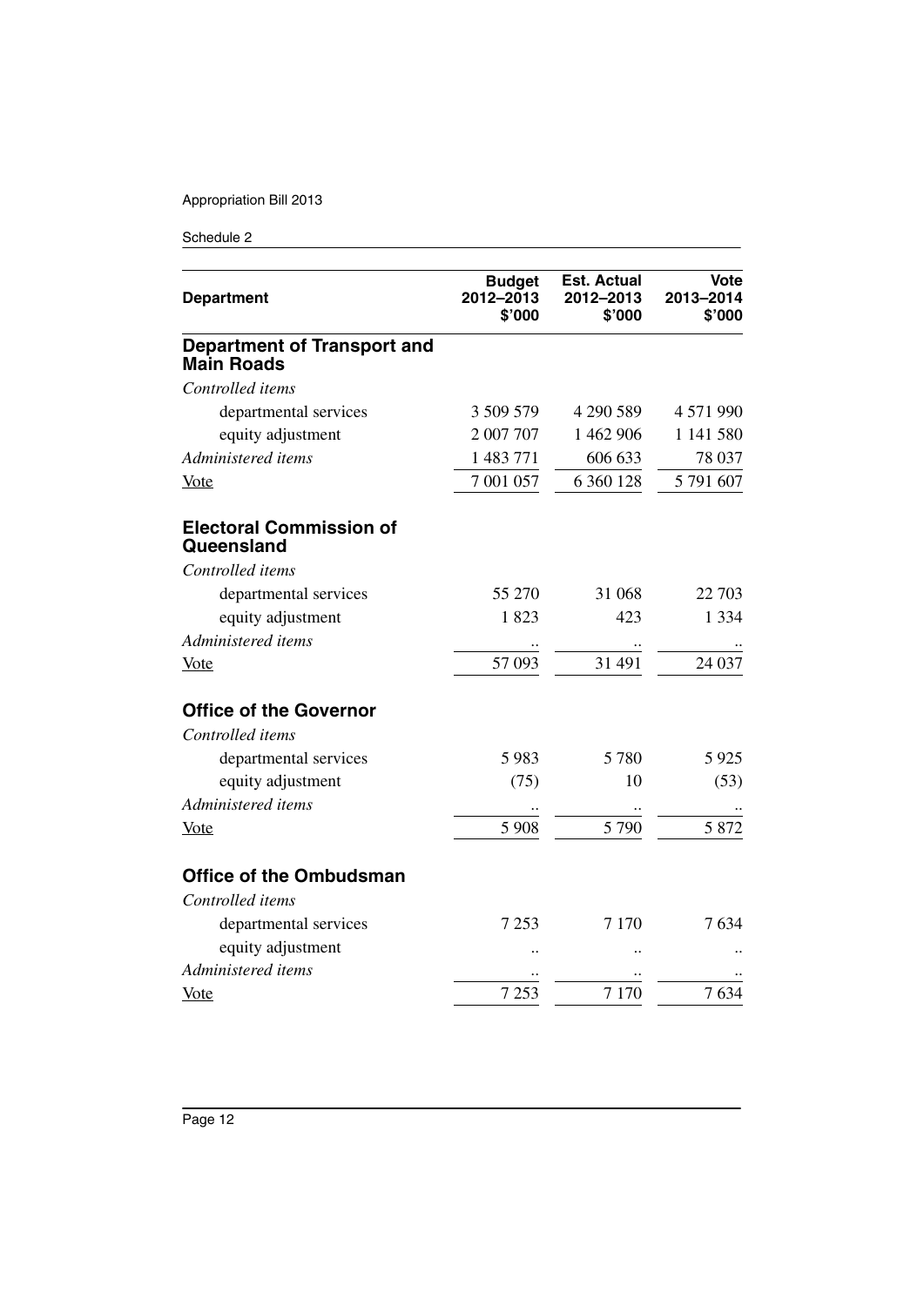| Department | Budget 2012–2013 $'000 | Est. Actual 2012–2013 $'000 | Vote 2013–2014 $'000 |
|---|---|---|---|
| **Department of Transport and Main Roads** | | | |
| *Controlled items* | | | |
| departmental services | 3 509 579 | 4 290 589 | 4 571 990 |
| equity adjustment | 2 007 707 | 1 462 906 | 1 141 580 |
| *Administered items* | 1 483 771 | 606 633 | 78 037 |
| Vote | 7 001 057 | 6 360 128 | 5 791 607 |
| **Electoral Commission of Queensland** | | | |
| *Controlled items* | | | |
| departmental services | 55 270 | 31 068 | 22 703 |
| equity adjustment | 1 823 | 423 | 1 334 |
| *Administered items* | .. | .. | .. |
| Vote | 57 093 | 31 491 | 24 037 |
| **Office of the Governor** | | | |
| *Controlled items* | | | |
| departmental services | 5 983 | 5 780 | 5 925 |
| equity adjustment | (75) | 10 | (53) |
| *Administered items* | .. | .. | .. |
| Vote | 5 908 | 5 790 | 5 872 |
| **Office of the Ombudsman** | | | |
| *Controlled items* | | | |
| departmental services | 7 253 | 7 170 | 7 634 |
| equity adjustment | .. | .. | .. |
| *Administered items* | .. | .. | .. |
| Vote | 7 253 | 7 170 | 7 634 |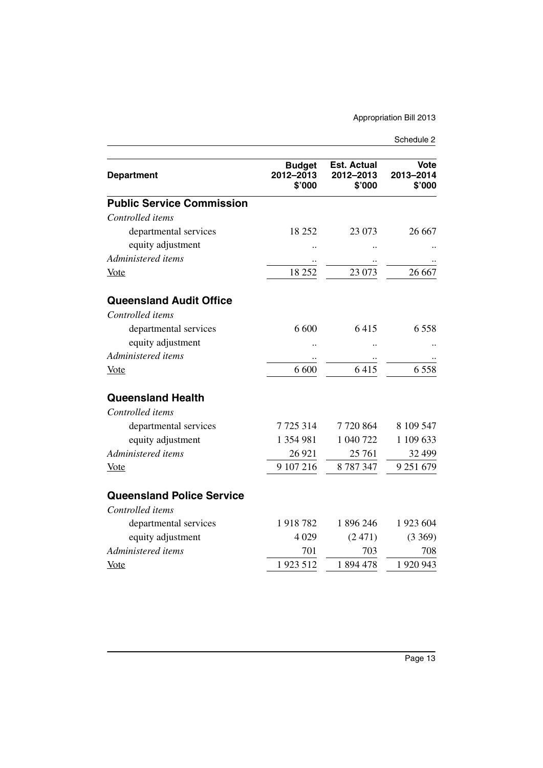| Department | Budget 2012–2013 $'000 | Est. Actual 2012–2013 $'000 | Vote 2013–2014 $'000 |
|---|---|---|---|
| **Public Service Commission** | | | |
| *Controlled items* | | | |
| departmental services | 18 252 | 23 073 | 26 667 |
| equity adjustment | .. | .. | .. |
| *Administered items* | .. | .. | .. |
| Vote | 18 252 | 23 073 | 26 667 |
| **Queensland Audit Office** | | | |
| *Controlled items* | | | |
| departmental services | 6 600 | 6 415 | 6 558 |
| equity adjustment | .. | .. | .. |
| *Administered items* | .. | .. | .. |
| Vote | 6 600 | 6 415 | 6 558 |
| **Queensland Health** | | | |
| *Controlled items* | | | |
| departmental services | 7 725 314 | 7 720 864 | 8 109 547 |
| equity adjustment | 1 354 981 | 1 040 722 | 1 109 633 |
| *Administered items* | 26 921 | 25 761 | 32 499 |
| Vote | 9 107 216 | 8 787 347 | 9 251 679 |
| **Queensland Police Service** | | | |
| *Controlled items* | | | |
| departmental services | 1 918 782 | 1 896 246 | 1 923 604 |
| equity adjustment | 4 029 | (2 471) | (3 369) |
| *Administered items* | 701 | 703 | 708 |
| Vote | 1 923 512 | 1 894 478 | 1 920 943 |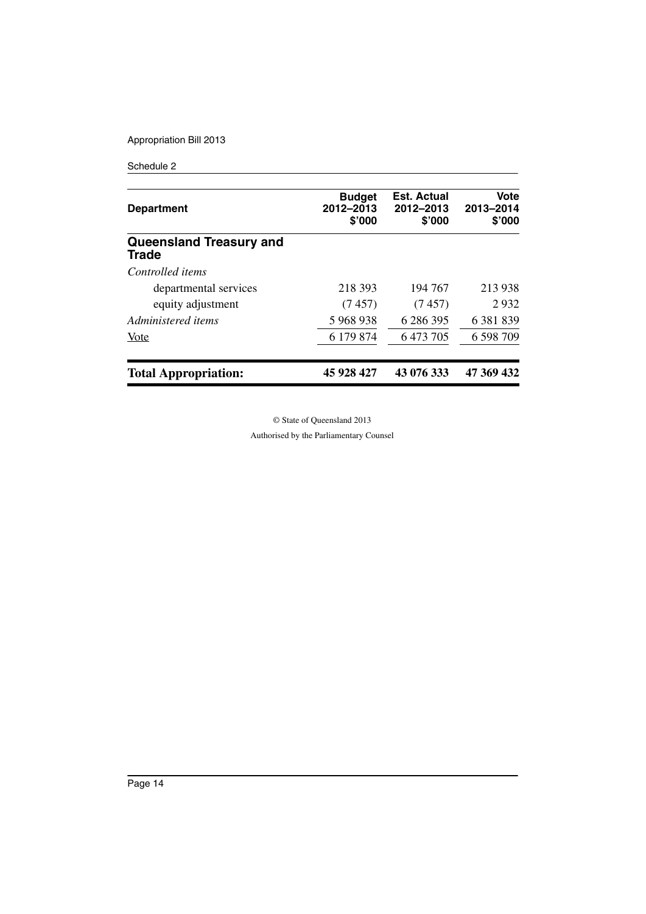| Department | Budget 2012–2013 $'000 | Est. Actual 2012–2013 $'000 | Vote 2013–2014 $'000 |
|---|---|---|---|
| **Queensland Treasury and Trade** | | | |
| *Controlled items* | | | |
| departmental services | 218 393 | 194 767 | 213 938 |
| equity adjustment | (7 457) | (7 457) | 2 932 |
| *Administered items* | 5 968 938 | 6 286 395 | 6 381 839 |
| Vote | 6 179 874 | 6 473 705 | 6 598 709 |
| **Total Appropriation:** | **45 928 427** | **43 076 333** | **47 369 432** |

© State of Queensland 2013

Authorised by the Parliamentary Counsel